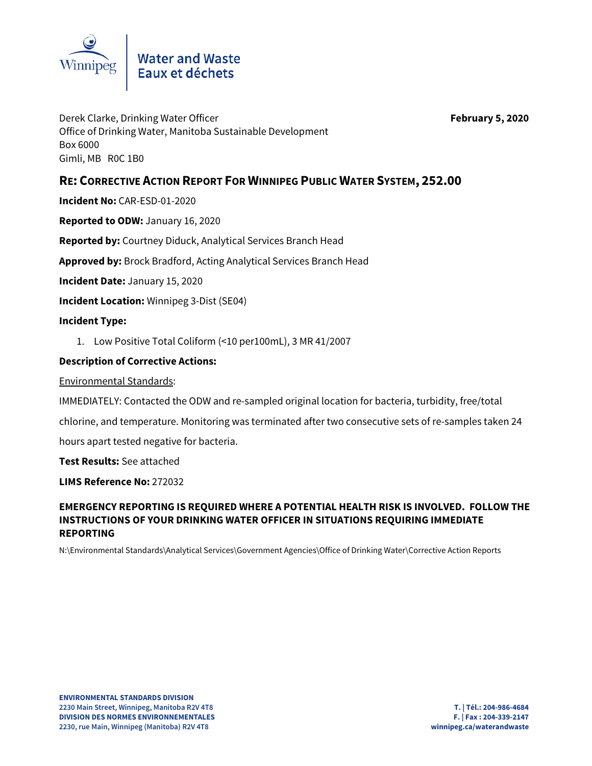Winnipeg | Water and Waste
Eaux et déchets

Derek Clarke, Drinking Water Officer
Office of Drinking Water, Manitoba Sustainable Development
Box 6000
Gimli, MB R0C 1B0

**February 5, 2020**

## RE: Corrective Action Report For Winnipeg Public Water System, 252.00

**Incident No:** CAR-ESD-01-2020

**Reported to ODW:** January 16, 2020

**Reported by:** Courtney Diduck, Analytical Services Branch Head

**Approved by:** Brock Bradford, Acting Analytical Services Branch Head

**Incident Date:** January 15, 2020

**Incident Location:** Winnipeg 3-Dist (SE04)

**Incident Type:**

1. Low Positive Total Coliform (<10 per100mL), 3 MR 41/2007

**Description of Corrective Actions:**

Environmental Standards:

IMMEDIATELY: Contacted the ODW and re-sampled original location for bacteria, turbidity, free/total chlorine, and temperature. Monitoring was terminated after two consecutive sets of re-samples taken 24 hours apart tested negative for bacteria.

**Test Results:** See attached

**LIMS Reference No:** 272032

**EMERGENCY REPORTING IS REQUIRED WHERE A POTENTIAL HEALTH RISK IS INVOLVED. FOLLOW THE INSTRUCTIONS OF YOUR DRINKING WATER OFFICER IN SITUATIONS REQUIRING IMMEDIATE REPORTING**

N:\Environmental Standards\Analytical Services\Government Agencies\Office of Drinking Water\Corrective Action Reports

**ENVIRONMENTAL STANDARDS DIVISION**
**2230 Main Street, Winnipeg, Manitoba R2V 4T8**
**DIVISION DES NORMES ENVIRONNEMENTALES**
**2230, rue Main, Winnipeg (Manitoba) R2V 4T8**

**T. | Tél.: 204-986-4684**
**F. | Fax : 204-339-2147**
**winnipeg.ca/waterandwaste**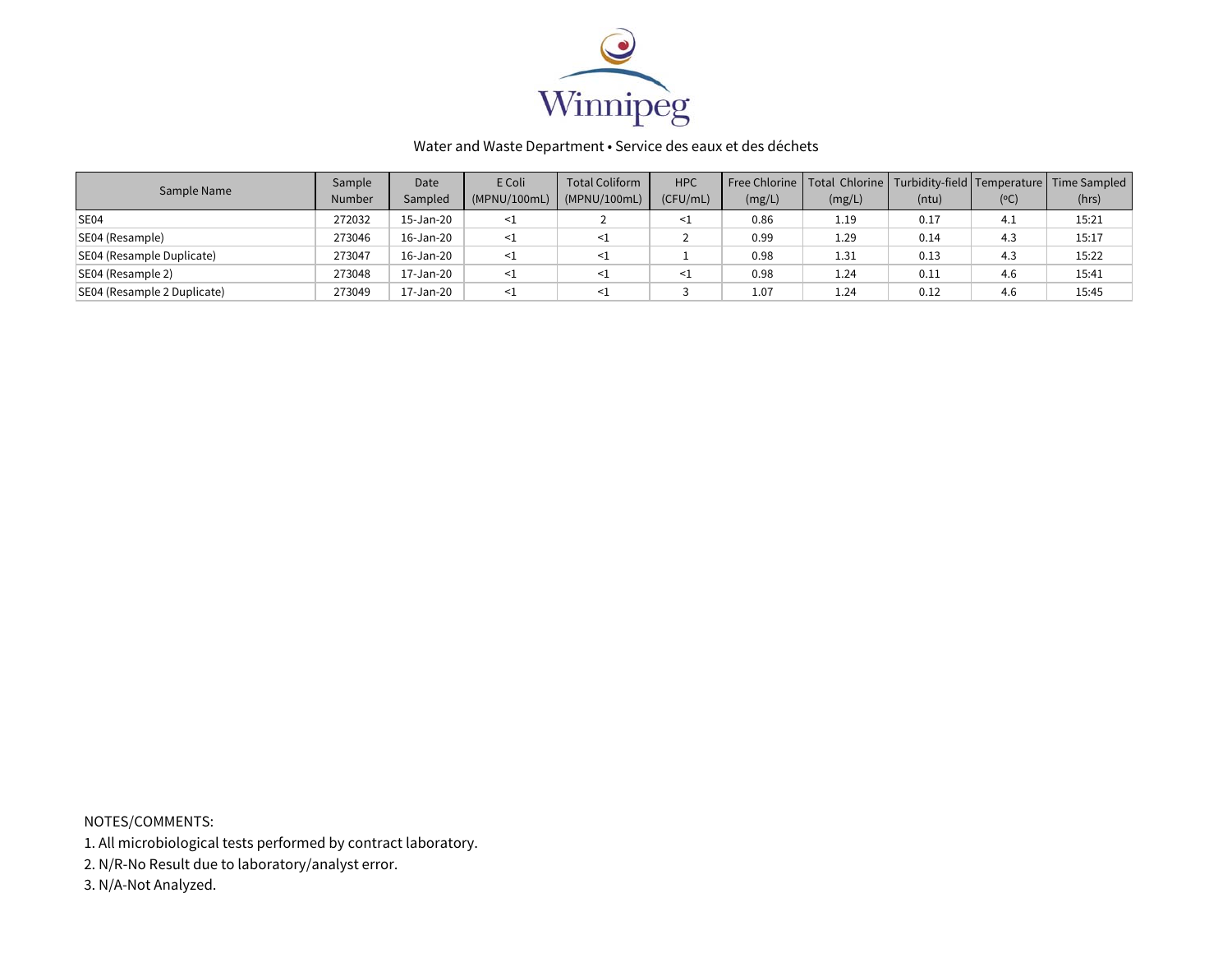Water and Waste Department • Service des eaux et des déchets

| Sample Name | Sample Number | Date Sampled | E Coli (MPNU/100mL) | Total Coliform (MPNU/100mL) | HPC (CFU/mL) | Free Chlorine (mg/L) | Total Chlorine (mg/L) | Turbidity-field (ntu) | Temperature (ºC) | Time Sampled (hrs) |
|---|---|---|---|---|---|---|---|---|---|---|
| SE04 | 272032 | 15-Jan-20 | <1 | 2 | <1 | 0.86 | 1.19 | 0.17 | 4.1 | 15:21 |
| SE04 (Resample) | 273046 | 16-Jan-20 | <1 | <1 | 2 | 0.99 | 1.29 | 0.14 | 4.3 | 15:17 |
| SE04 (Resample Duplicate) | 273047 | 16-Jan-20 | <1 | <1 | 1 | 0.98 | 1.31 | 0.13 | 4.3 | 15:22 |
| SE04 (Resample 2) | 273048 | 17-Jan-20 | <1 | <1 | <1 | 0.98 | 1.24 | 0.11 | 4.6 | 15:41 |
| SE04 (Resample 2 Duplicate) | 273049 | 17-Jan-20 | <1 | <1 | 3 | 1.07 | 1.24 | 0.12 | 4.6 | 15:45 |

NOTES/COMMENTS:

1. All microbiological tests performed by contract laboratory.
2. N/R-No Result due to laboratory/analyst error.
3. N/A-Not Analyzed.